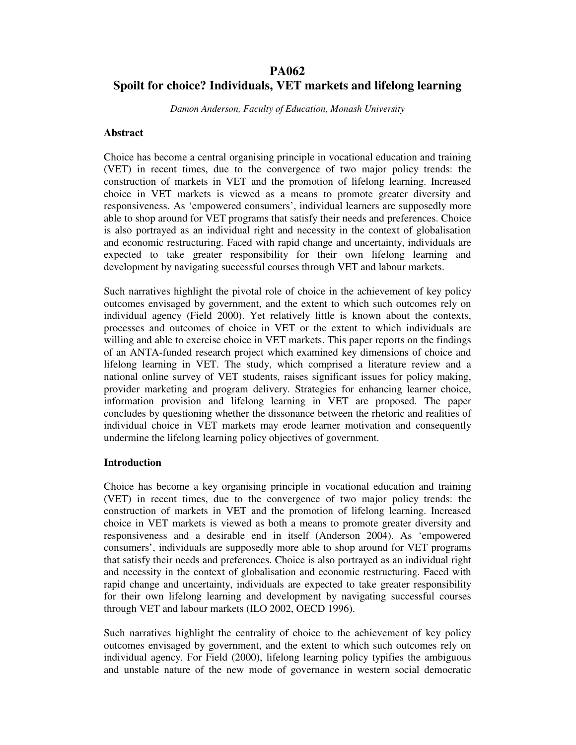# PA062
# Spoilt for choice? Individuals, VET markets and lifelong learning

*Damon Anderson, Faculty of Education, Monash University*

## Abstract

Choice has become a central organising principle in vocational education and training (VET) in recent times, due to the convergence of two major policy trends: the construction of markets in VET and the promotion of lifelong learning. Increased choice in VET markets is viewed as a means to promote greater diversity and responsiveness. As 'empowered consumers', individual learners are supposedly more able to shop around for VET programs that satisfy their needs and preferences. Choice is also portrayed as an individual right and necessity in the context of globalisation and economic restructuring. Faced with rapid change and uncertainty, individuals are expected to take greater responsibility for their own lifelong learning and development by navigating successful courses through VET and labour markets.

Such narratives highlight the pivotal role of choice in the achievement of key policy outcomes envisaged by government, and the extent to which such outcomes rely on individual agency (Field 2000). Yet relatively little is known about the contexts, processes and outcomes of choice in VET or the extent to which individuals are willing and able to exercise choice in VET markets. This paper reports on the findings of an ANTA-funded research project which examined key dimensions of choice and lifelong learning in VET. The study, which comprised a literature review and a national online survey of VET students, raises significant issues for policy making, provider marketing and program delivery. Strategies for enhancing learner choice, information provision and lifelong learning in VET are proposed. The paper concludes by questioning whether the dissonance between the rhetoric and realities of individual choice in VET markets may erode learner motivation and consequently undermine the lifelong learning policy objectives of government.

## Introduction

Choice has become a key organising principle in vocational education and training (VET) in recent times, due to the convergence of two major policy trends: the construction of markets in VET and the promotion of lifelong learning. Increased choice in VET markets is viewed as both a means to promote greater diversity and responsiveness and a desirable end in itself (Anderson 2004). As 'empowered consumers', individuals are supposedly more able to shop around for VET programs that satisfy their needs and preferences. Choice is also portrayed as an individual right and necessity in the context of globalisation and economic restructuring. Faced with rapid change and uncertainty, individuals are expected to take greater responsibility for their own lifelong learning and development by navigating successful courses through VET and labour markets (ILO 2002, OECD 1996).

Such narratives highlight the centrality of choice to the achievement of key policy outcomes envisaged by government, and the extent to which such outcomes rely on individual agency. For Field (2000), lifelong learning policy typifies the ambiguous and unstable nature of the new mode of governance in western social democratic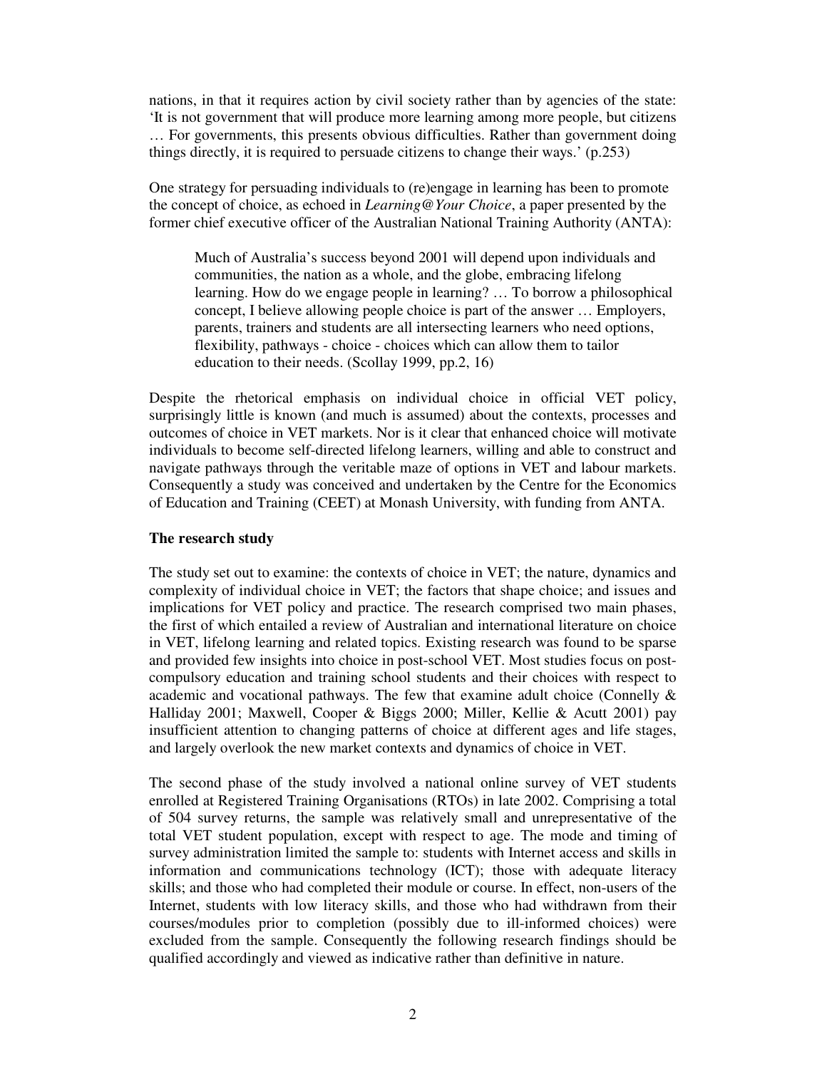nations, in that it requires action by civil society rather than by agencies of the state: 'It is not government that will produce more learning among more people, but citizens … For governments, this presents obvious difficulties. Rather than government doing things directly, it is required to persuade citizens to change their ways.' (p.253)

One strategy for persuading individuals to (re)engage in learning has been to promote the concept of choice, as echoed in *Learning@Your Choice*, a paper presented by the former chief executive officer of the Australian National Training Authority (ANTA):

> Much of Australia's success beyond 2001 will depend upon individuals and communities, the nation as a whole, and the globe, embracing lifelong learning. How do we engage people in learning? … To borrow a philosophical concept, I believe allowing people choice is part of the answer … Employers, parents, trainers and students are all intersecting learners who need options, flexibility, pathways - choice - choices which can allow them to tailor education to their needs. (Scollay 1999, pp.2, 16)

Despite the rhetorical emphasis on individual choice in official VET policy, surprisingly little is known (and much is assumed) about the contexts, processes and outcomes of choice in VET markets. Nor is it clear that enhanced choice will motivate individuals to become self-directed lifelong learners, willing and able to construct and navigate pathways through the veritable maze of options in VET and labour markets. Consequently a study was conceived and undertaken by the Centre for the Economics of Education and Training (CEET) at Monash University, with funding from ANTA.

## The research study

The study set out to examine: the contexts of choice in VET; the nature, dynamics and complexity of individual choice in VET; the factors that shape choice; and issues and implications for VET policy and practice. The research comprised two main phases, the first of which entailed a review of Australian and international literature on choice in VET, lifelong learning and related topics. Existing research was found to be sparse and provided few insights into choice in post-school VET. Most studies focus on post-compulsory education and training school students and their choices with respect to academic and vocational pathways. The few that examine adult choice (Connelly & Halliday 2001; Maxwell, Cooper & Biggs 2000; Miller, Kellie & Acutt 2001) pay insufficient attention to changing patterns of choice at different ages and life stages, and largely overlook the new market contexts and dynamics of choice in VET.

The second phase of the study involved a national online survey of VET students enrolled at Registered Training Organisations (RTOs) in late 2002. Comprising a total of 504 survey returns, the sample was relatively small and unrepresentative of the total VET student population, except with respect to age. The mode and timing of survey administration limited the sample to: students with Internet access and skills in information and communications technology (ICT); those with adequate literacy skills; and those who had completed their module or course. In effect, non-users of the Internet, students with low literacy skills, and those who had withdrawn from their courses/modules prior to completion (possibly due to ill-informed choices) were excluded from the sample. Consequently the following research findings should be qualified accordingly and viewed as indicative rather than definitive in nature.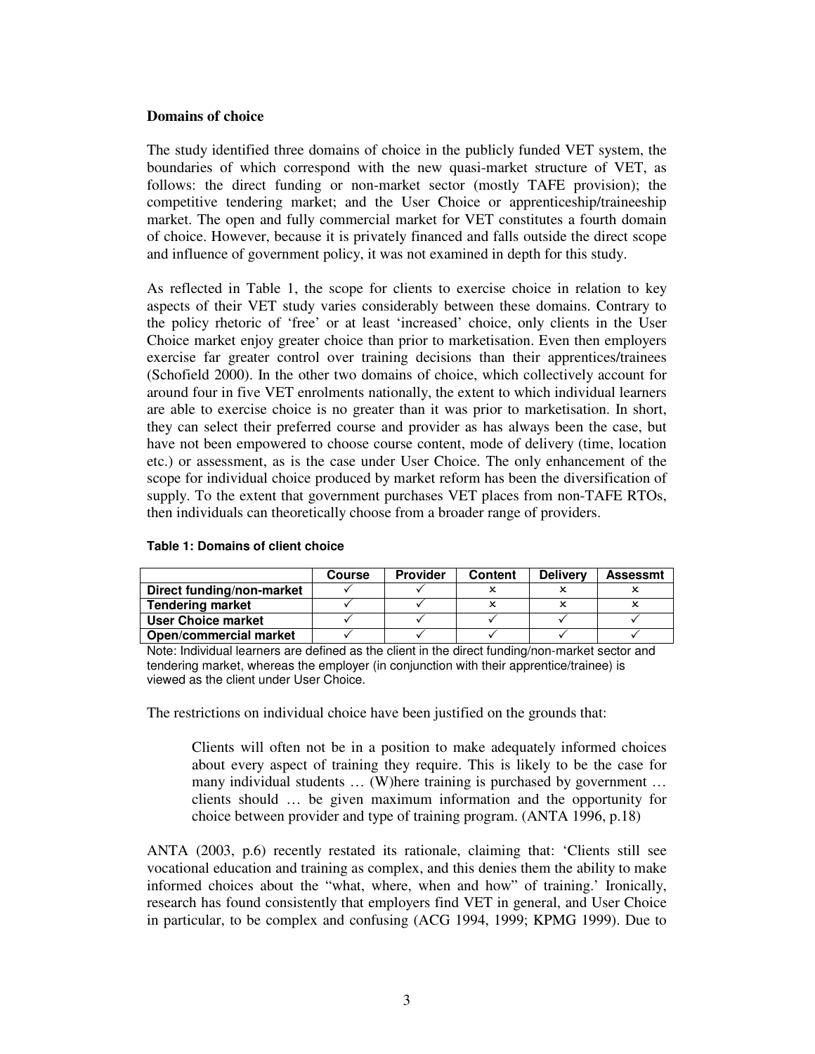**Domains of choice**

The study identified three domains of choice in the publicly funded VET system, the boundaries of which correspond with the new quasi-market structure of VET, as follows: the direct funding or non-market sector (mostly TAFE provision); the competitive tendering market; and the User Choice or apprenticeship/traineeship market. The open and fully commercial market for VET constitutes a fourth domain of choice. However, because it is privately financed and falls outside the direct scope and influence of government policy, it was not examined in depth for this study.

As reflected in Table 1, the scope for clients to exercise choice in relation to key aspects of their VET study varies considerably between these domains. Contrary to the policy rhetoric of 'free' or at least 'increased' choice, only clients in the User Choice market enjoy greater choice than prior to marketisation. Even then employers exercise far greater control over training decisions than their apprentices/trainees (Schofield 2000). In the other two domains of choice, which collectively account for around four in five VET enrolments nationally, the extent to which individual learners are able to exercise choice is no greater than it was prior to marketisation. In short, they can select their preferred course and provider as has always been the case, but have not been empowered to choose course content, mode of delivery (time, location etc.) or assessment, as is the case under User Choice. The only enhancement of the scope for individual choice produced by market reform has been the diversification of supply. To the extent that government purchases VET places from non-TAFE RTOs, then individuals can theoretically choose from a broader range of providers.

**Table 1: Domains of client choice**

| | Course | Provider | Content | Delivery | Assessmt |
|---|---|---|---|---|---|
| **Direct funding/non-market** | ✓ | ✓ | × | × | × |
| **Tendering market** | ✓ | ✓ | × | × | × |
| **User Choice market** | ✓ | ✓ | ✓ | ✓ | ✓ |
| **Open/commercial market** | ✓ | ✓ | ✓ | ✓ | ✓ |

Note: Individual learners are defined as the client in the direct funding/non-market sector and tendering market, whereas the employer (in conjunction with their apprentice/trainee) is viewed as the client under User Choice.

The restrictions on individual choice have been justified on the grounds that:

> Clients will often not be in a position to make adequately informed choices about every aspect of training they require. This is likely to be the case for many individual students … (W)here training is purchased by government … clients should … be given maximum information and the opportunity for choice between provider and type of training program. (ANTA 1996, p.18)

ANTA (2003, p.6) recently restated its rationale, claiming that: 'Clients still see vocational education and training as complex, and this denies them the ability to make informed choices about the "what, where, when and how" of training.' Ironically, research has found consistently that employers find VET in general, and User Choice in particular, to be complex and confusing (ACG 1994, 1999; KPMG 1999). Due to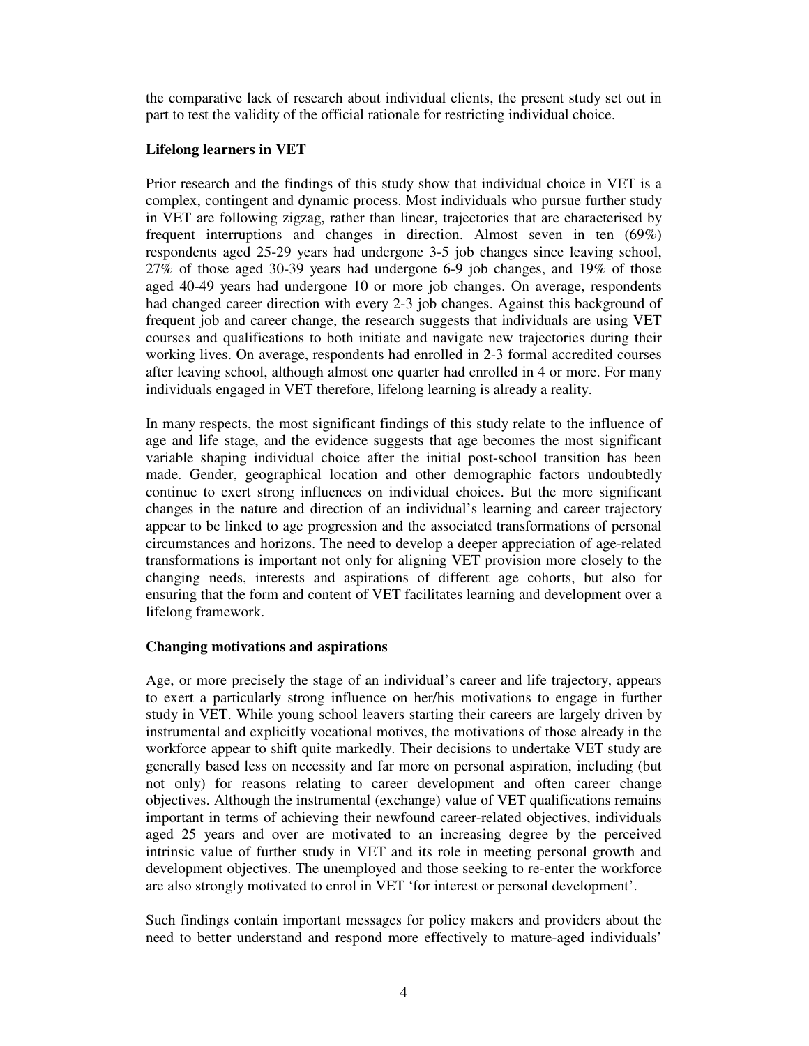the comparative lack of research about individual clients, the present study set out in part to test the validity of the official rationale for restricting individual choice.

### Lifelong learners in VET

Prior research and the findings of this study show that individual choice in VET is a complex, contingent and dynamic process. Most individuals who pursue further study in VET are following zigzag, rather than linear, trajectories that are characterised by frequent interruptions and changes in direction. Almost seven in ten (69%) respondents aged 25-29 years had undergone 3-5 job changes since leaving school, 27% of those aged 30-39 years had undergone 6-9 job changes, and 19% of those aged 40-49 years had undergone 10 or more job changes. On average, respondents had changed career direction with every 2-3 job changes. Against this background of frequent job and career change, the research suggests that individuals are using VET courses and qualifications to both initiate and navigate new trajectories during their working lives. On average, respondents had enrolled in 2-3 formal accredited courses after leaving school, although almost one quarter had enrolled in 4 or more. For many individuals engaged in VET therefore, lifelong learning is already a reality.

In many respects, the most significant findings of this study relate to the influence of age and life stage, and the evidence suggests that age becomes the most significant variable shaping individual choice after the initial post-school transition has been made. Gender, geographical location and other demographic factors undoubtedly continue to exert strong influences on individual choices. But the more significant changes in the nature and direction of an individual's learning and career trajectory appear to be linked to age progression and the associated transformations of personal circumstances and horizons. The need to develop a deeper appreciation of age-related transformations is important not only for aligning VET provision more closely to the changing needs, interests and aspirations of different age cohorts, but also for ensuring that the form and content of VET facilitates learning and development over a lifelong framework.

### Changing motivations and aspirations

Age, or more precisely the stage of an individual's career and life trajectory, appears to exert a particularly strong influence on her/his motivations to engage in further study in VET. While young school leavers starting their careers are largely driven by instrumental and explicitly vocational motives, the motivations of those already in the workforce appear to shift quite markedly. Their decisions to undertake VET study are generally based less on necessity and far more on personal aspiration, including (but not only) for reasons relating to career development and often career change objectives. Although the instrumental (exchange) value of VET qualifications remains important in terms of achieving their newfound career-related objectives, individuals aged 25 years and over are motivated to an increasing degree by the perceived intrinsic value of further study in VET and its role in meeting personal growth and development objectives. The unemployed and those seeking to re-enter the workforce are also strongly motivated to enrol in VET 'for interest or personal development'.

Such findings contain important messages for policy makers and providers about the need to better understand and respond more effectively to mature-aged individuals'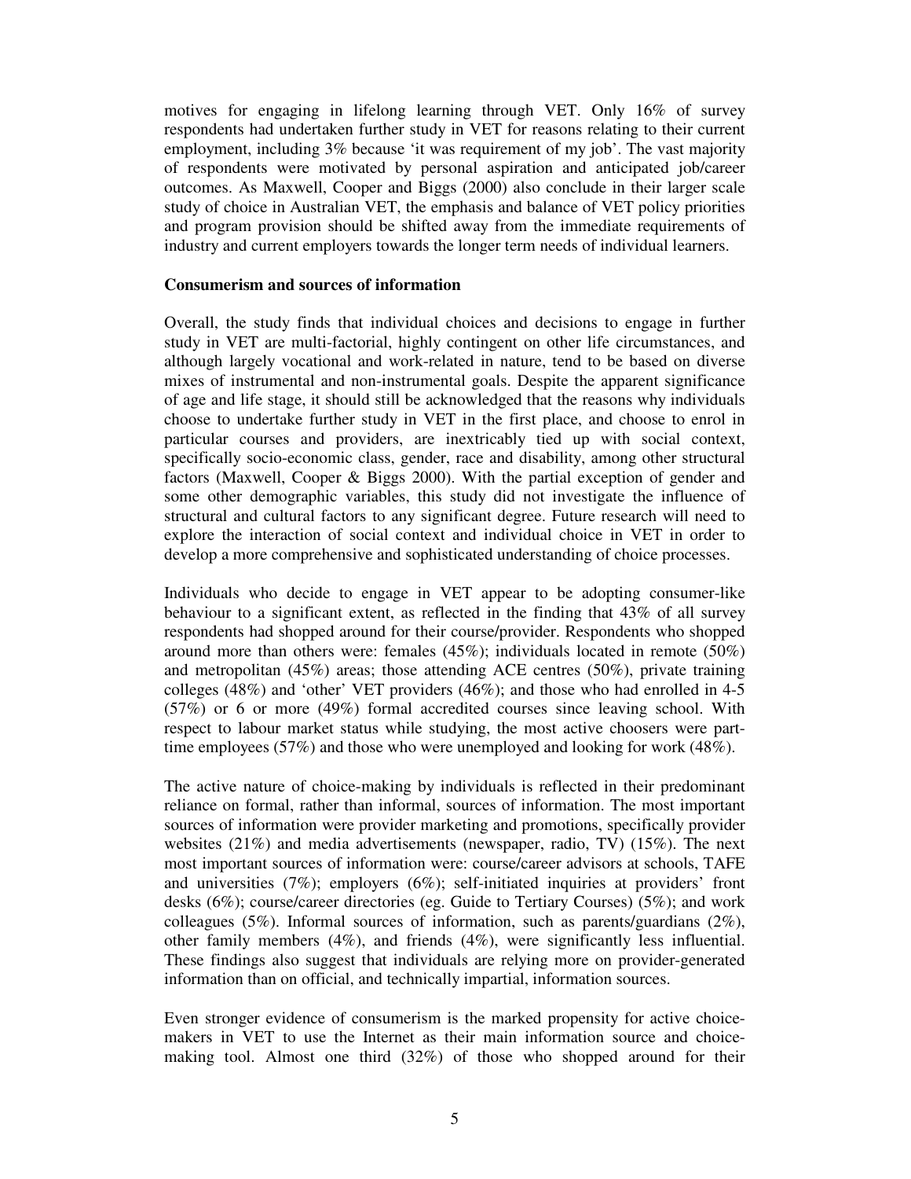motives for engaging in lifelong learning through VET. Only 16% of survey respondents had undertaken further study in VET for reasons relating to their current employment, including 3% because 'it was requirement of my job'. The vast majority of respondents were motivated by personal aspiration and anticipated job/career outcomes. As Maxwell, Cooper and Biggs (2000) also conclude in their larger scale study of choice in Australian VET, the emphasis and balance of VET policy priorities and program provision should be shifted away from the immediate requirements of industry and current employers towards the longer term needs of individual learners.

**Consumerism and sources of information**

Overall, the study finds that individual choices and decisions to engage in further study in VET are multi-factorial, highly contingent on other life circumstances, and although largely vocational and work-related in nature, tend to be based on diverse mixes of instrumental and non-instrumental goals. Despite the apparent significance of age and life stage, it should still be acknowledged that the reasons why individuals choose to undertake further study in VET in the first place, and choose to enrol in particular courses and providers, are inextricably tied up with social context, specifically socio-economic class, gender, race and disability, among other structural factors (Maxwell, Cooper & Biggs 2000). With the partial exception of gender and some other demographic variables, this study did not investigate the influence of structural and cultural factors to any significant degree. Future research will need to explore the interaction of social context and individual choice in VET in order to develop a more comprehensive and sophisticated understanding of choice processes.

Individuals who decide to engage in VET appear to be adopting consumer-like behaviour to a significant extent, as reflected in the finding that 43% of all survey respondents had shopped around for their course/provider. Respondents who shopped around more than others were: females (45%); individuals located in remote (50%) and metropolitan (45%) areas; those attending ACE centres (50%), private training colleges (48%) and 'other' VET providers (46%); and those who had enrolled in 4-5 (57%) or 6 or more (49%) formal accredited courses since leaving school. With respect to labour market status while studying, the most active choosers were part-time employees (57%) and those who were unemployed and looking for work (48%).

The active nature of choice-making by individuals is reflected in their predominant reliance on formal, rather than informal, sources of information. The most important sources of information were provider marketing and promotions, specifically provider websites (21%) and media advertisements (newspaper, radio, TV) (15%). The next most important sources of information were: course/career advisors at schools, TAFE and universities (7%); employers (6%); self-initiated inquiries at providers' front desks (6%); course/career directories (eg. Guide to Tertiary Courses) (5%); and work colleagues (5%). Informal sources of information, such as parents/guardians (2%), other family members (4%), and friends (4%), were significantly less influential. These findings also suggest that individuals are relying more on provider-generated information than on official, and technically impartial, information sources.

Even stronger evidence of consumerism is the marked propensity for active choice-makers in VET to use the Internet as their main information source and choice-making tool. Almost one third (32%) of those who shopped around for their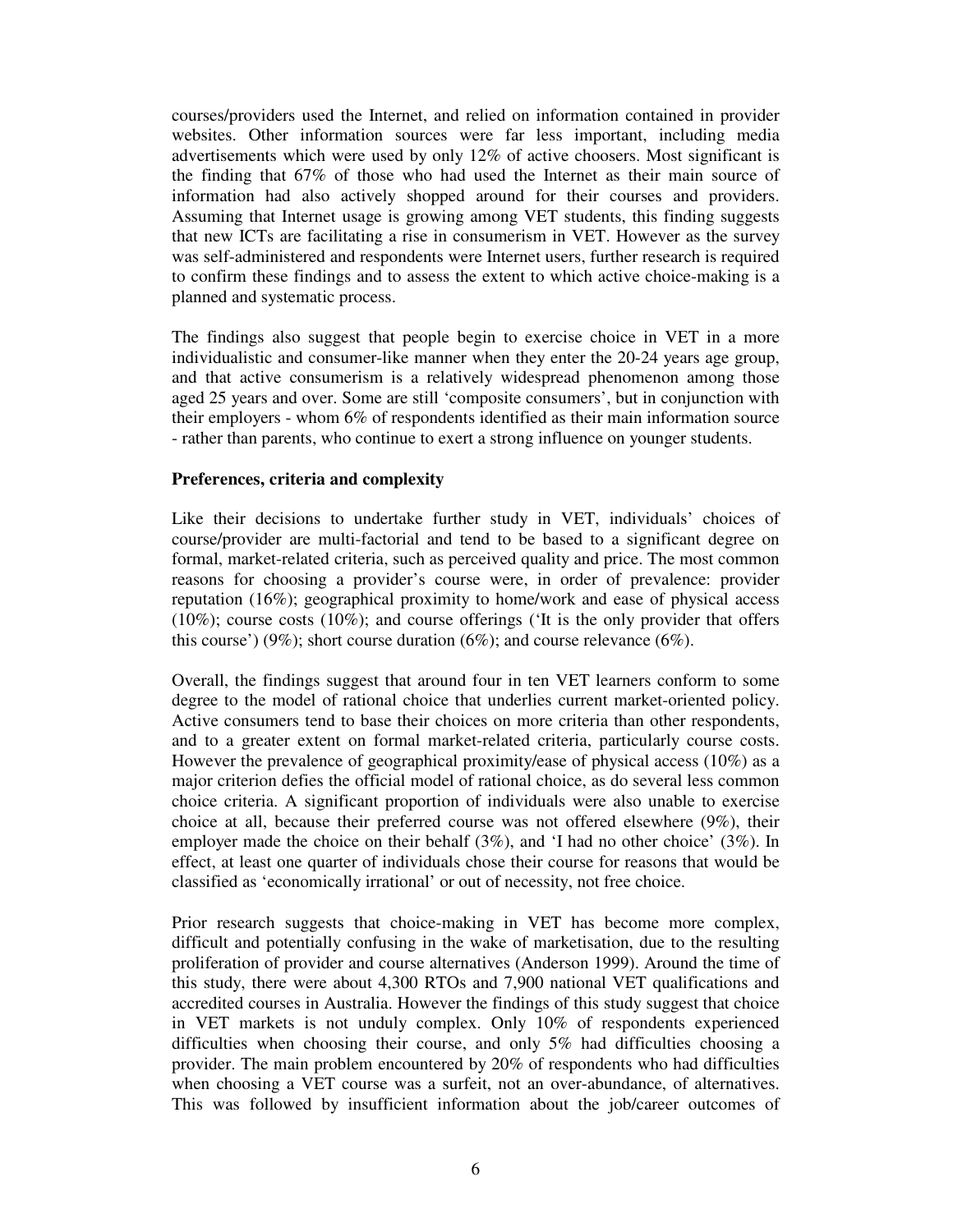courses/providers used the Internet, and relied on information contained in provider websites. Other information sources were far less important, including media advertisements which were used by only 12% of active choosers. Most significant is the finding that 67% of those who had used the Internet as their main source of information had also actively shopped around for their courses and providers. Assuming that Internet usage is growing among VET students, this finding suggests that new ICTs are facilitating a rise in consumerism in VET. However as the survey was self-administered and respondents were Internet users, further research is required to confirm these findings and to assess the extent to which active choice-making is a planned and systematic process.

The findings also suggest that people begin to exercise choice in VET in a more individualistic and consumer-like manner when they enter the 20-24 years age group, and that active consumerism is a relatively widespread phenomenon among those aged 25 years and over. Some are still 'composite consumers', but in conjunction with their employers - whom 6% of respondents identified as their main information source - rather than parents, who continue to exert a strong influence on younger students.

**Preferences, criteria and complexity**

Like their decisions to undertake further study in VET, individuals' choices of course/provider are multi-factorial and tend to be based to a significant degree on formal, market-related criteria, such as perceived quality and price. The most common reasons for choosing a provider's course were, in order of prevalence: provider reputation (16%); geographical proximity to home/work and ease of physical access (10%); course costs (10%); and course offerings ('It is the only provider that offers this course') (9%); short course duration (6%); and course relevance (6%).

Overall, the findings suggest that around four in ten VET learners conform to some degree to the model of rational choice that underlies current market-oriented policy. Active consumers tend to base their choices on more criteria than other respondents, and to a greater extent on formal market-related criteria, particularly course costs. However the prevalence of geographical proximity/ease of physical access (10%) as a major criterion defies the official model of rational choice, as do several less common choice criteria. A significant proportion of individuals were also unable to exercise choice at all, because their preferred course was not offered elsewhere (9%), their employer made the choice on their behalf (3%), and 'I had no other choice' (3%). In effect, at least one quarter of individuals chose their course for reasons that would be classified as 'economically irrational' or out of necessity, not free choice.

Prior research suggests that choice-making in VET has become more complex, difficult and potentially confusing in the wake of marketisation, due to the resulting proliferation of provider and course alternatives (Anderson 1999). Around the time of this study, there were about 4,300 RTOs and 7,900 national VET qualifications and accredited courses in Australia. However the findings of this study suggest that choice in VET markets is not unduly complex. Only 10% of respondents experienced difficulties when choosing their course, and only 5% had difficulties choosing a provider. The main problem encountered by 20% of respondents who had difficulties when choosing a VET course was a surfeit, not an over-abundance, of alternatives. This was followed by insufficient information about the job/career outcomes of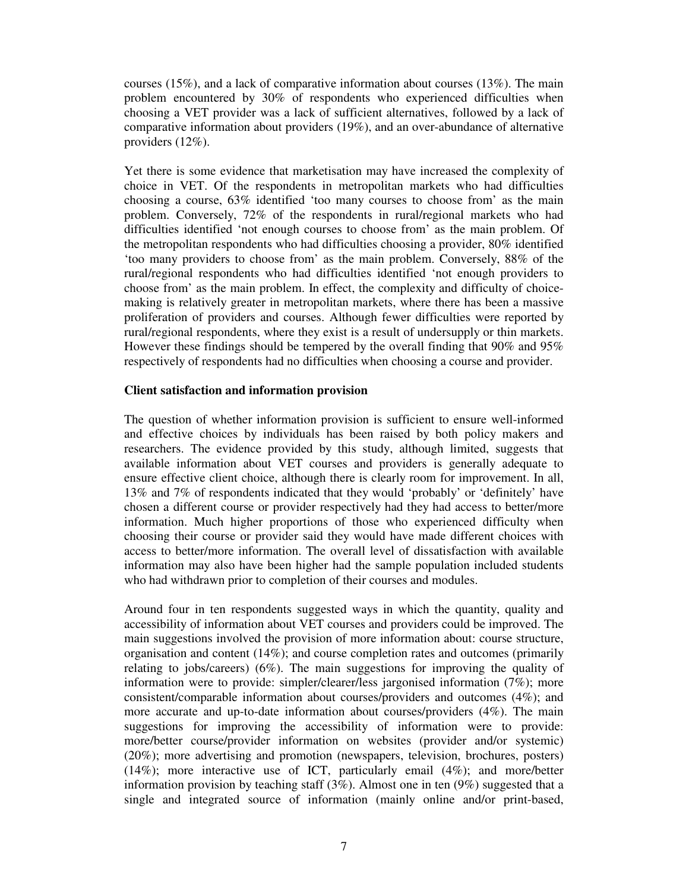courses (15%), and a lack of comparative information about courses (13%). The main problem encountered by 30% of respondents who experienced difficulties when choosing a VET provider was a lack of sufficient alternatives, followed by a lack of comparative information about providers (19%), and an over-abundance of alternative providers (12%).

Yet there is some evidence that marketisation may have increased the complexity of choice in VET. Of the respondents in metropolitan markets who had difficulties choosing a course, 63% identified 'too many courses to choose from' as the main problem. Conversely, 72% of the respondents in rural/regional markets who had difficulties identified 'not enough courses to choose from' as the main problem. Of the metropolitan respondents who had difficulties choosing a provider, 80% identified 'too many providers to choose from' as the main problem. Conversely, 88% of the rural/regional respondents who had difficulties identified 'not enough providers to choose from' as the main problem. In effect, the complexity and difficulty of choice-making is relatively greater in metropolitan markets, where there has been a massive proliferation of providers and courses. Although fewer difficulties were reported by rural/regional respondents, where they exist is a result of undersupply or thin markets. However these findings should be tempered by the overall finding that 90% and 95% respectively of respondents had no difficulties when choosing a course and provider.

**Client satisfaction and information provision**

The question of whether information provision is sufficient to ensure well-informed and effective choices by individuals has been raised by both policy makers and researchers. The evidence provided by this study, although limited, suggests that available information about VET courses and providers is generally adequate to ensure effective client choice, although there is clearly room for improvement. In all, 13% and 7% of respondents indicated that they would 'probably' or 'definitely' have chosen a different course or provider respectively had they had access to better/more information. Much higher proportions of those who experienced difficulty when choosing their course or provider said they would have made different choices with access to better/more information. The overall level of dissatisfaction with available information may also have been higher had the sample population included students who had withdrawn prior to completion of their courses and modules.

Around four in ten respondents suggested ways in which the quantity, quality and accessibility of information about VET courses and providers could be improved. The main suggestions involved the provision of more information about: course structure, organisation and content (14%); and course completion rates and outcomes (primarily relating to jobs/careers) (6%). The main suggestions for improving the quality of information were to provide: simpler/clearer/less jargonised information (7%); more consistent/comparable information about courses/providers and outcomes (4%); and more accurate and up-to-date information about courses/providers (4%). The main suggestions for improving the accessibility of information were to provide: more/better course/provider information on websites (provider and/or systemic) (20%); more advertising and promotion (newspapers, television, brochures, posters) (14%); more interactive use of ICT, particularly email (4%); and more/better information provision by teaching staff (3%). Almost one in ten (9%) suggested that a single and integrated source of information (mainly online and/or print-based,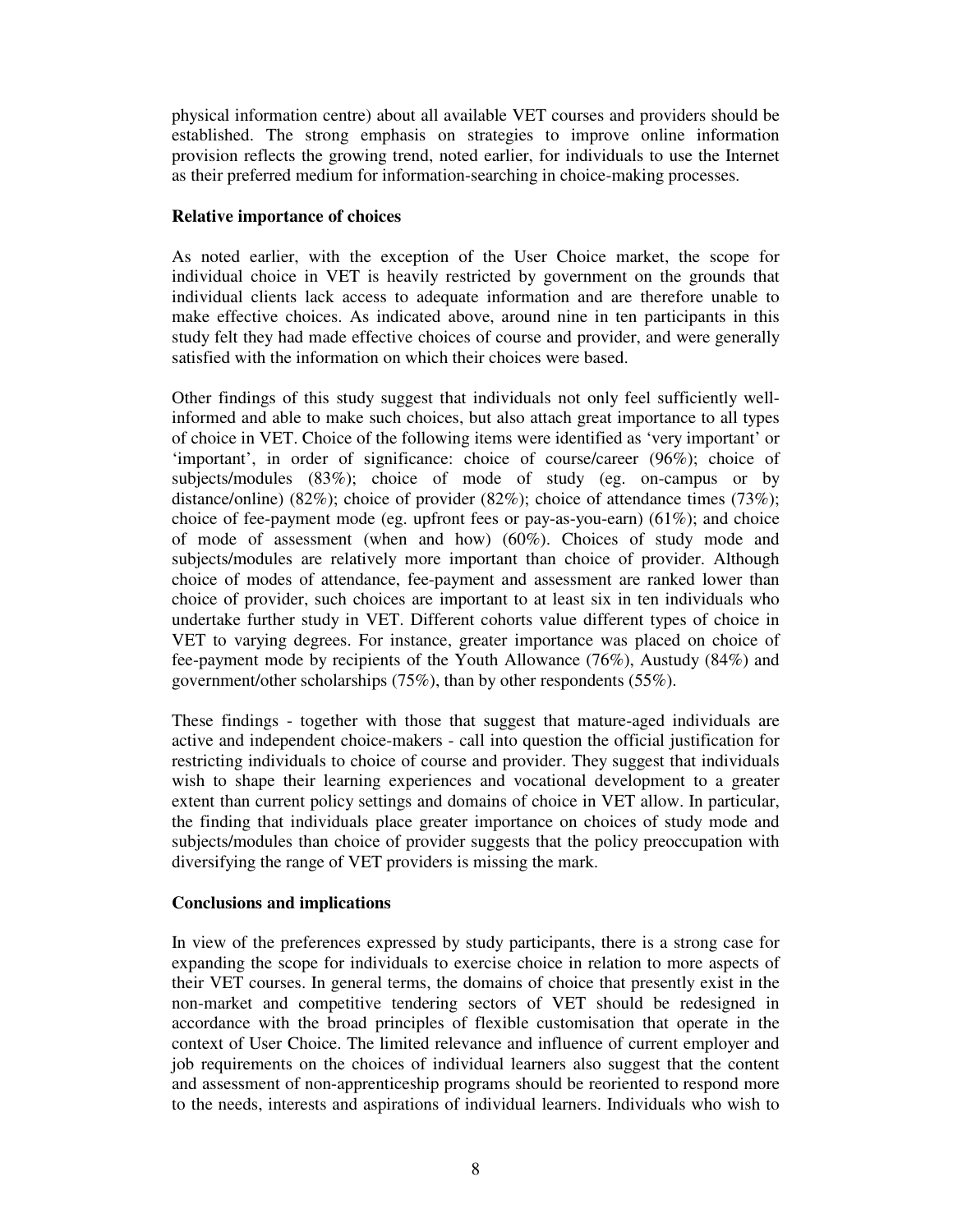physical information centre) about all available VET courses and providers should be established. The strong emphasis on strategies to improve online information provision reflects the growing trend, noted earlier, for individuals to use the Internet as their preferred medium for information-searching in choice-making processes.

**Relative importance of choices**

As noted earlier, with the exception of the User Choice market, the scope for individual choice in VET is heavily restricted by government on the grounds that individual clients lack access to adequate information and are therefore unable to make effective choices. As indicated above, around nine in ten participants in this study felt they had made effective choices of course and provider, and were generally satisfied with the information on which their choices were based.

Other findings of this study suggest that individuals not only feel sufficiently well-informed and able to make such choices, but also attach great importance to all types of choice in VET. Choice of the following items were identified as 'very important' or 'important', in order of significance: choice of course/career (96%); choice of subjects/modules (83%); choice of mode of study (eg. on-campus or by distance/online) (82%); choice of provider (82%); choice of attendance times (73%); choice of fee-payment mode (eg. upfront fees or pay-as-you-earn) (61%); and choice of mode of assessment (when and how) (60%). Choices of study mode and subjects/modules are relatively more important than choice of provider. Although choice of modes of attendance, fee-payment and assessment are ranked lower than choice of provider, such choices are important to at least six in ten individuals who undertake further study in VET. Different cohorts value different types of choice in VET to varying degrees. For instance, greater importance was placed on choice of fee-payment mode by recipients of the Youth Allowance (76%), Austudy (84%) and government/other scholarships (75%), than by other respondents (55%).

These findings - together with those that suggest that mature-aged individuals are active and independent choice-makers - call into question the official justification for restricting individuals to choice of course and provider. They suggest that individuals wish to shape their learning experiences and vocational development to a greater extent than current policy settings and domains of choice in VET allow. In particular, the finding that individuals place greater importance on choices of study mode and subjects/modules than choice of provider suggests that the policy preoccupation with diversifying the range of VET providers is missing the mark.

**Conclusions and implications**

In view of the preferences expressed by study participants, there is a strong case for expanding the scope for individuals to exercise choice in relation to more aspects of their VET courses. In general terms, the domains of choice that presently exist in the non-market and competitive tendering sectors of VET should be redesigned in accordance with the broad principles of flexible customisation that operate in the context of User Choice. The limited relevance and influence of current employer and job requirements on the choices of individual learners also suggest that the content and assessment of non-apprenticeship programs should be reoriented to respond more to the needs, interests and aspirations of individual learners. Individuals who wish to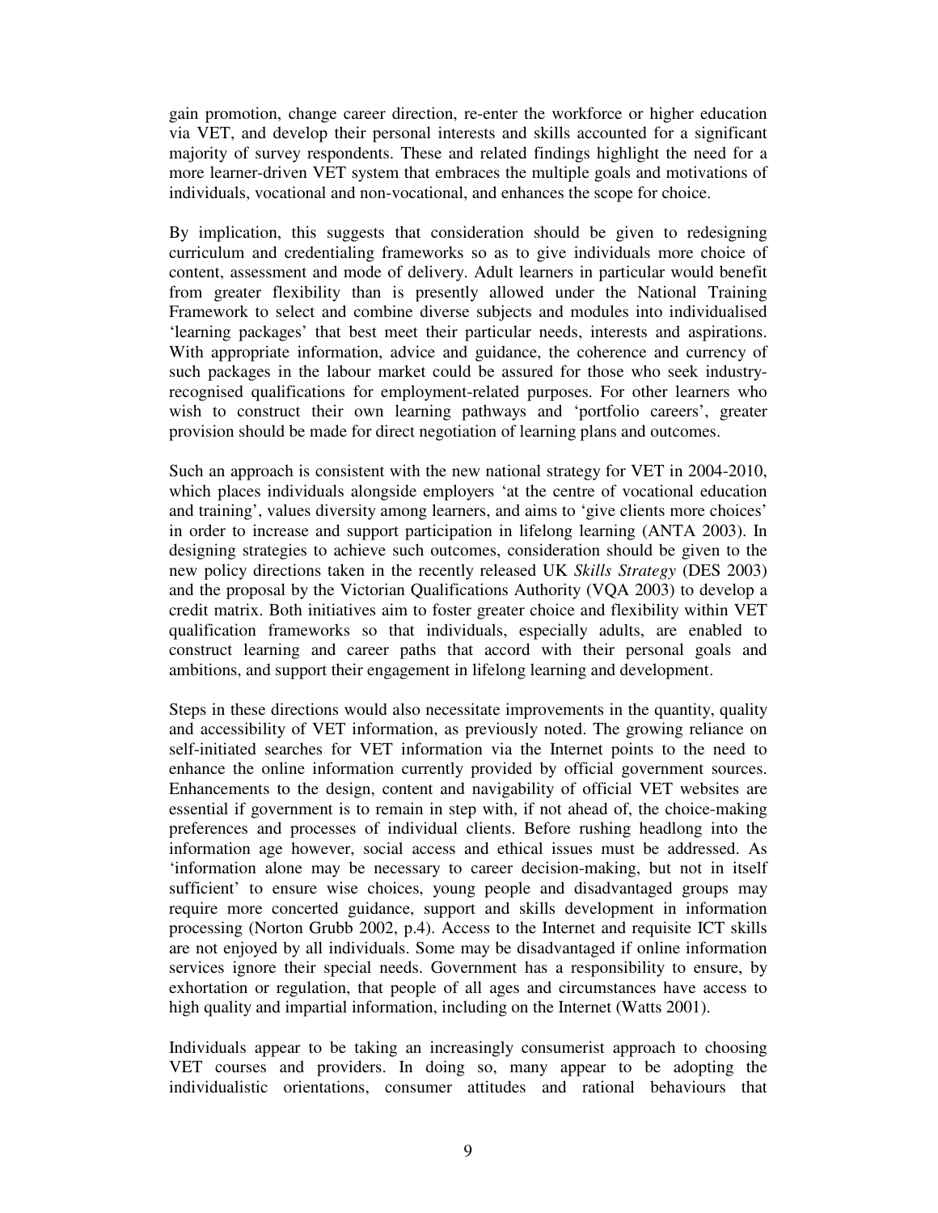gain promotion, change career direction, re-enter the workforce or higher education via VET, and develop their personal interests and skills accounted for a significant majority of survey respondents. These and related findings highlight the need for a more learner-driven VET system that embraces the multiple goals and motivations of individuals, vocational and non-vocational, and enhances the scope for choice.

By implication, this suggests that consideration should be given to redesigning curriculum and credentialing frameworks so as to give individuals more choice of content, assessment and mode of delivery. Adult learners in particular would benefit from greater flexibility than is presently allowed under the National Training Framework to select and combine diverse subjects and modules into individualised 'learning packages' that best meet their particular needs, interests and aspirations. With appropriate information, advice and guidance, the coherence and currency of such packages in the labour market could be assured for those who seek industry-recognised qualifications for employment-related purposes. For other learners who wish to construct their own learning pathways and 'portfolio careers', greater provision should be made for direct negotiation of learning plans and outcomes.

Such an approach is consistent with the new national strategy for VET in 2004-2010, which places individuals alongside employers 'at the centre of vocational education and training', values diversity among learners, and aims to 'give clients more choices' in order to increase and support participation in lifelong learning (ANTA 2003). In designing strategies to achieve such outcomes, consideration should be given to the new policy directions taken in the recently released UK *Skills Strategy* (DES 2003) and the proposal by the Victorian Qualifications Authority (VQA 2003) to develop a credit matrix. Both initiatives aim to foster greater choice and flexibility within VET qualification frameworks so that individuals, especially adults, are enabled to construct learning and career paths that accord with their personal goals and ambitions, and support their engagement in lifelong learning and development.

Steps in these directions would also necessitate improvements in the quantity, quality and accessibility of VET information, as previously noted. The growing reliance on self-initiated searches for VET information via the Internet points to the need to enhance the online information currently provided by official government sources. Enhancements to the design, content and navigability of official VET websites are essential if government is to remain in step with, if not ahead of, the choice-making preferences and processes of individual clients. Before rushing headlong into the information age however, social access and ethical issues must be addressed. As 'information alone may be necessary to career decision-making, but not in itself sufficient' to ensure wise choices, young people and disadvantaged groups may require more concerted guidance, support and skills development in information processing (Norton Grubb 2002, p.4). Access to the Internet and requisite ICT skills are not enjoyed by all individuals. Some may be disadvantaged if online information services ignore their special needs. Government has a responsibility to ensure, by exhortation or regulation, that people of all ages and circumstances have access to high quality and impartial information, including on the Internet (Watts 2001).

Individuals appear to be taking an increasingly consumerist approach to choosing VET courses and providers. In doing so, many appear to be adopting the individualistic orientations, consumer attitudes and rational behaviours that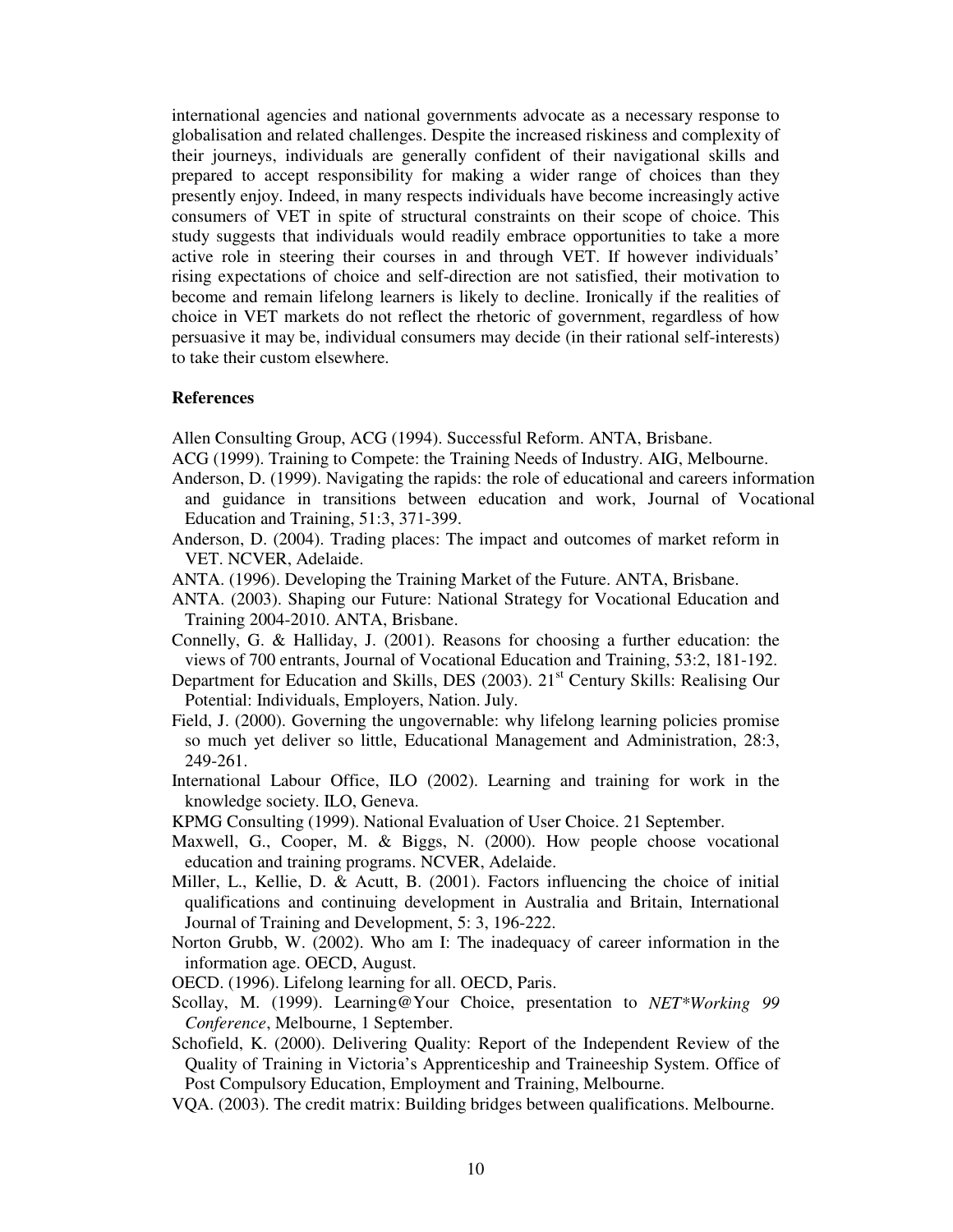international agencies and national governments advocate as a necessary response to globalisation and related challenges. Despite the increased riskiness and complexity of their journeys, individuals are generally confident of their navigational skills and prepared to accept responsibility for making a wider range of choices than they presently enjoy. Indeed, in many respects individuals have become increasingly active consumers of VET in spite of structural constraints on their scope of choice. This study suggests that individuals would readily embrace opportunities to take a more active role in steering their courses in and through VET. If however individuals' rising expectations of choice and self-direction are not satisfied, their motivation to become and remain lifelong learners is likely to decline. Ironically if the realities of choice in VET markets do not reflect the rhetoric of government, regardless of how persuasive it may be, individual consumers may decide (in their rational self-interests) to take their custom elsewhere.

**References**

Allen Consulting Group, ACG (1994). Successful Reform. ANTA, Brisbane.

ACG (1999). Training to Compete: the Training Needs of Industry. AIG, Melbourne.

Anderson, D. (1999). Navigating the rapids: the role of educational and careers information and guidance in transitions between education and work, Journal of Vocational Education and Training, 51:3, 371-399.

Anderson, D. (2004). Trading places: The impact and outcomes of market reform in VET. NCVER, Adelaide.

ANTA. (1996). Developing the Training Market of the Future. ANTA, Brisbane.

ANTA. (2003). Shaping our Future: National Strategy for Vocational Education and Training 2004-2010. ANTA, Brisbane.

Connelly, G. & Halliday, J. (2001). Reasons for choosing a further education: the views of 700 entrants, Journal of Vocational Education and Training, 53:2, 181-192.

Department for Education and Skills, DES (2003). 21st Century Skills: Realising Our Potential: Individuals, Employers, Nation. July.

Field, J. (2000). Governing the ungovernable: why lifelong learning policies promise so much yet deliver so little, Educational Management and Administration, 28:3, 249-261.

International Labour Office, ILO (2002). Learning and training for work in the knowledge society. ILO, Geneva.

KPMG Consulting (1999). National Evaluation of User Choice. 21 September.

Maxwell, G., Cooper, M. & Biggs, N. (2000). How people choose vocational education and training programs. NCVER, Adelaide.

Miller, L., Kellie, D. & Acutt, B. (2001). Factors influencing the choice of initial qualifications and continuing development in Australia and Britain, International Journal of Training and Development, 5: 3, 196-222.

Norton Grubb, W. (2002). Who am I: The inadequacy of career information in the information age. OECD, August.

OECD. (1996). Lifelong learning for all. OECD, Paris.

Scollay, M. (1999). Learning@Your Choice, presentation to *NET*Working 99 Conference*, Melbourne, 1 September.

Schofield, K. (2000). Delivering Quality: Report of the Independent Review of the Quality of Training in Victoria's Apprenticeship and Traineeship System. Office of Post Compulsory Education, Employment and Training, Melbourne.

VQA. (2003). The credit matrix: Building bridges between qualifications. Melbourne.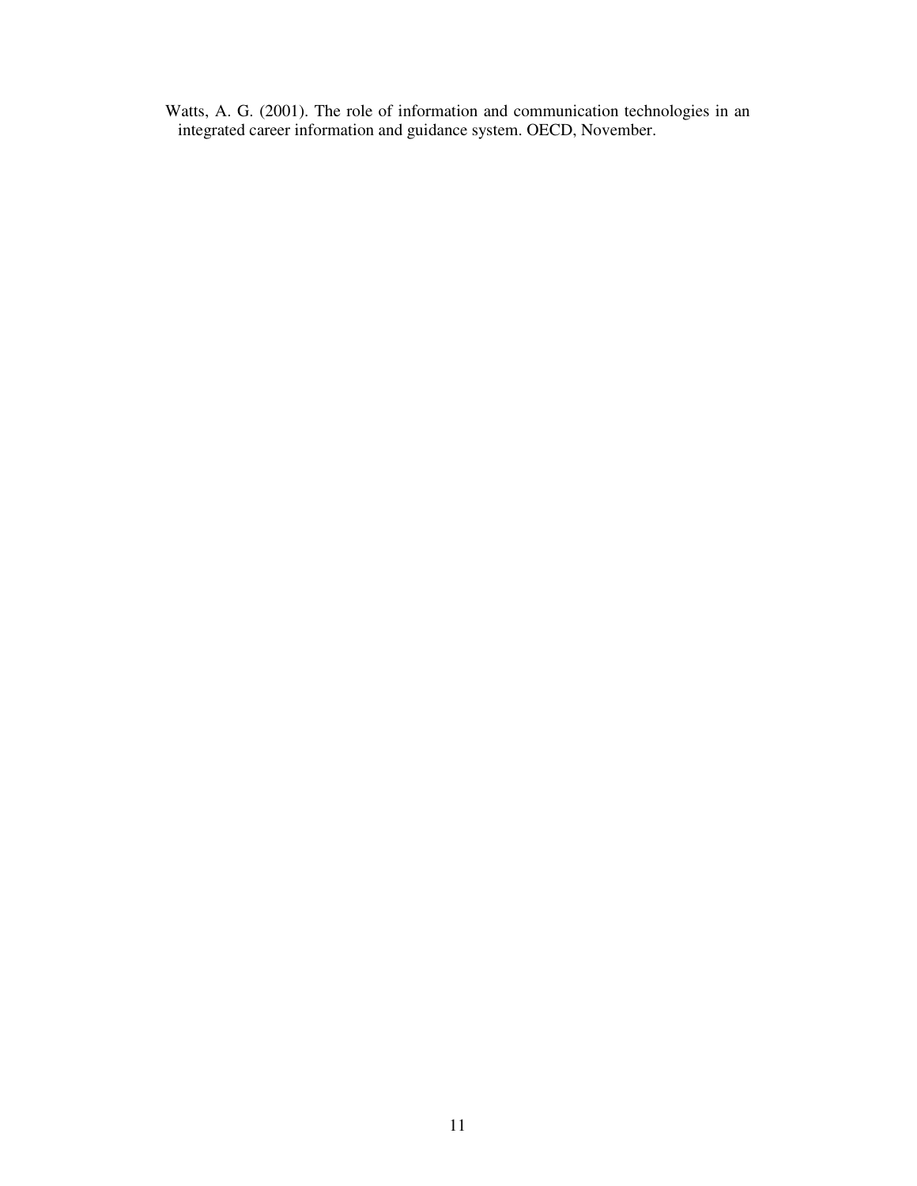Watts, A. G. (2001). The role of information and communication technologies in an integrated career information and guidance system. OECD, November.